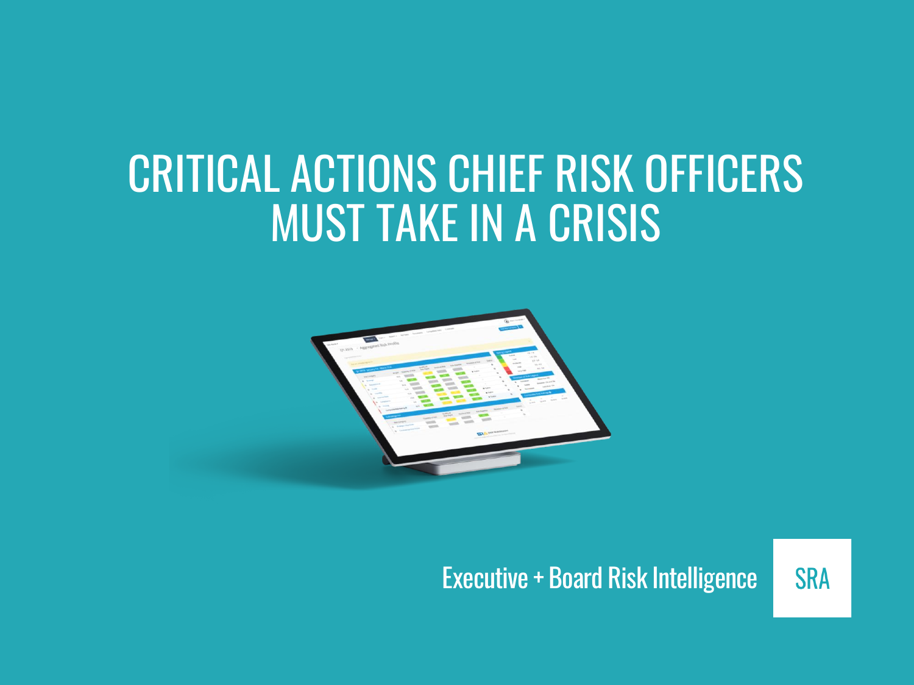# CRITICAL ACTIONS CHIEF RISK OFFICERS MUST TAKE IN A CRISIS

Executive + Board Risk Intelligence

SRA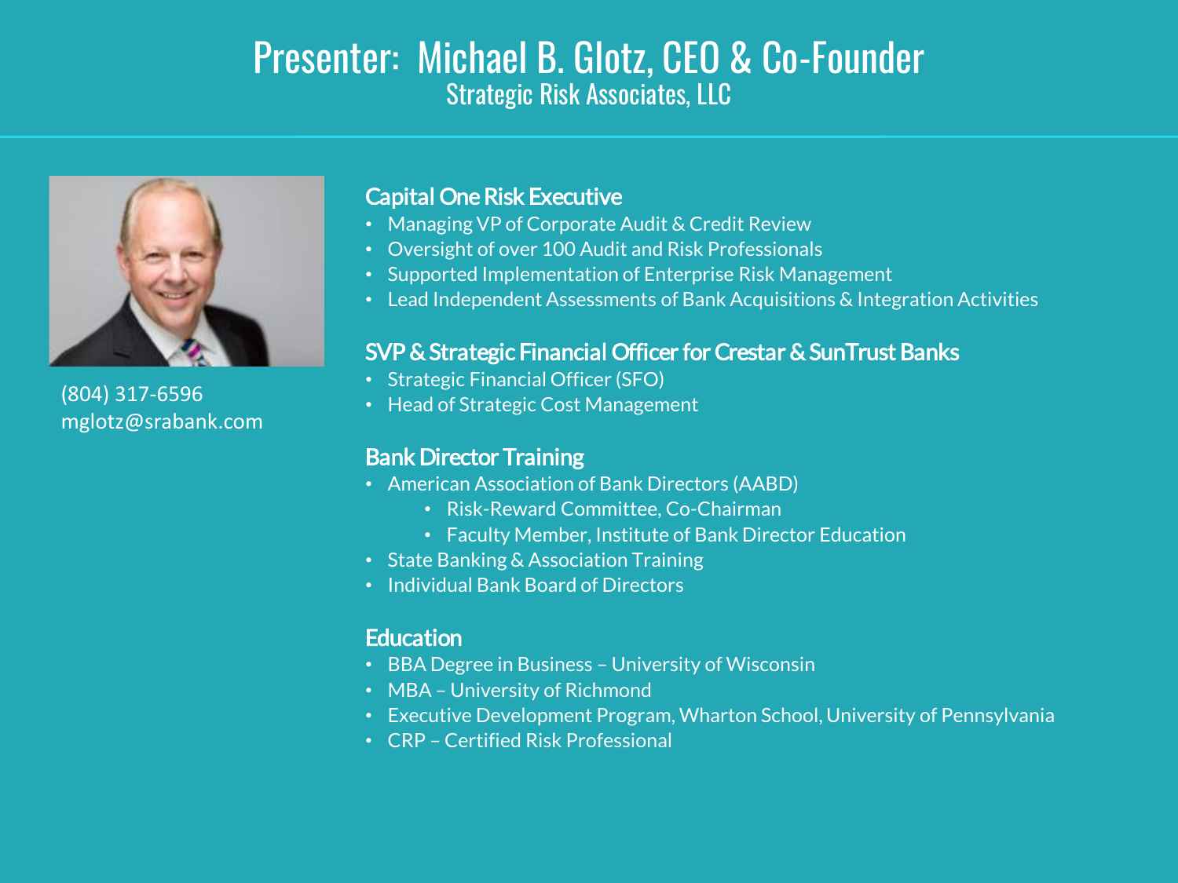# Presenter: Michael B. Glotz, CEO & Co-Founder

## Strategic Risk Associates, LLC

(804) 317-6596
mglotz@srabank.com

### Capital One Risk Executive

- Managing VP of Corporate Audit & Credit Review
- Oversight of over 100 Audit and Risk Professionals
- Supported Implementation of Enterprise Risk Management
- Lead Independent Assessments of Bank Acquisitions & Integration Activities

### SVP & Strategic Financial Officer for Crestar & SunTrust Banks

- Strategic Financial Officer (SFO)
- Head of Strategic Cost Management

### Bank Director Training

- American Association of Bank Directors (AABD)
  - Risk-Reward Committee, Co-Chairman
  - Faculty Member, Institute of Bank Director Education
- State Banking & Association Training
- Individual Bank Board of Directors

### Education

- BBA Degree in Business – University of Wisconsin
- MBA – University of Richmond
- Executive Development Program, Wharton School, University of Pennsylvania
- CRP – Certified Risk Professional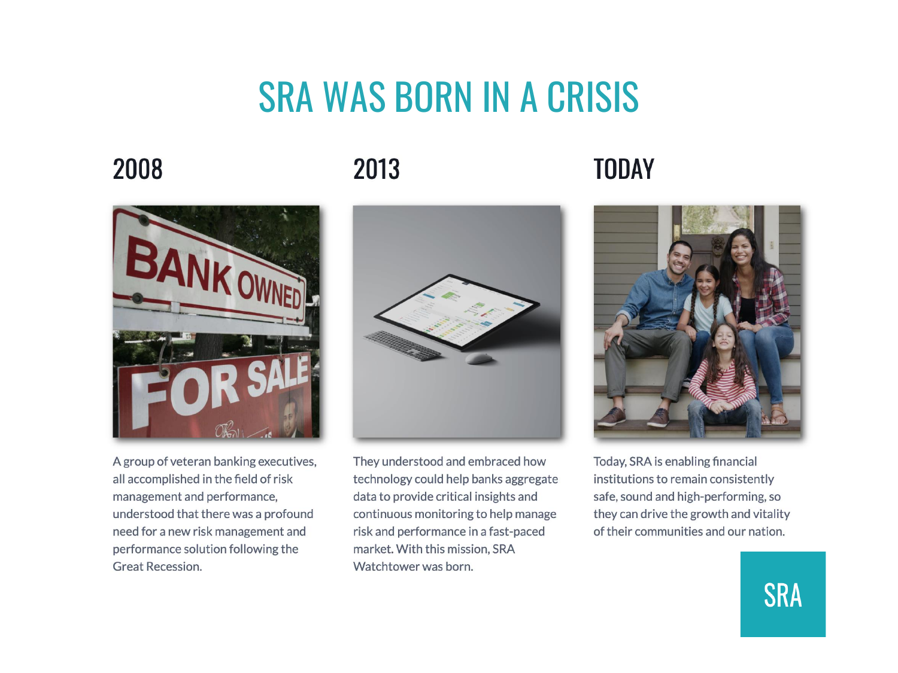# SRA WAS BORN IN A CRISIS

## 2008

A group of veteran banking executives, all accomplished in the field of risk management and performance, understood that there was a profound need for a new risk management and performance solution following the Great Recession.

## 2013

They understood and embraced how technology could help banks aggregate data to provide critical insights and continuous monitoring to help manage risk and performance in a fast-paced market. With this mission, SRA Watchtower was born.

## TODAY

Today, SRA is enabling financial institutions to remain consistently safe, sound and high-performing, so they can drive the growth and vitality of their communities and our nation.

SRA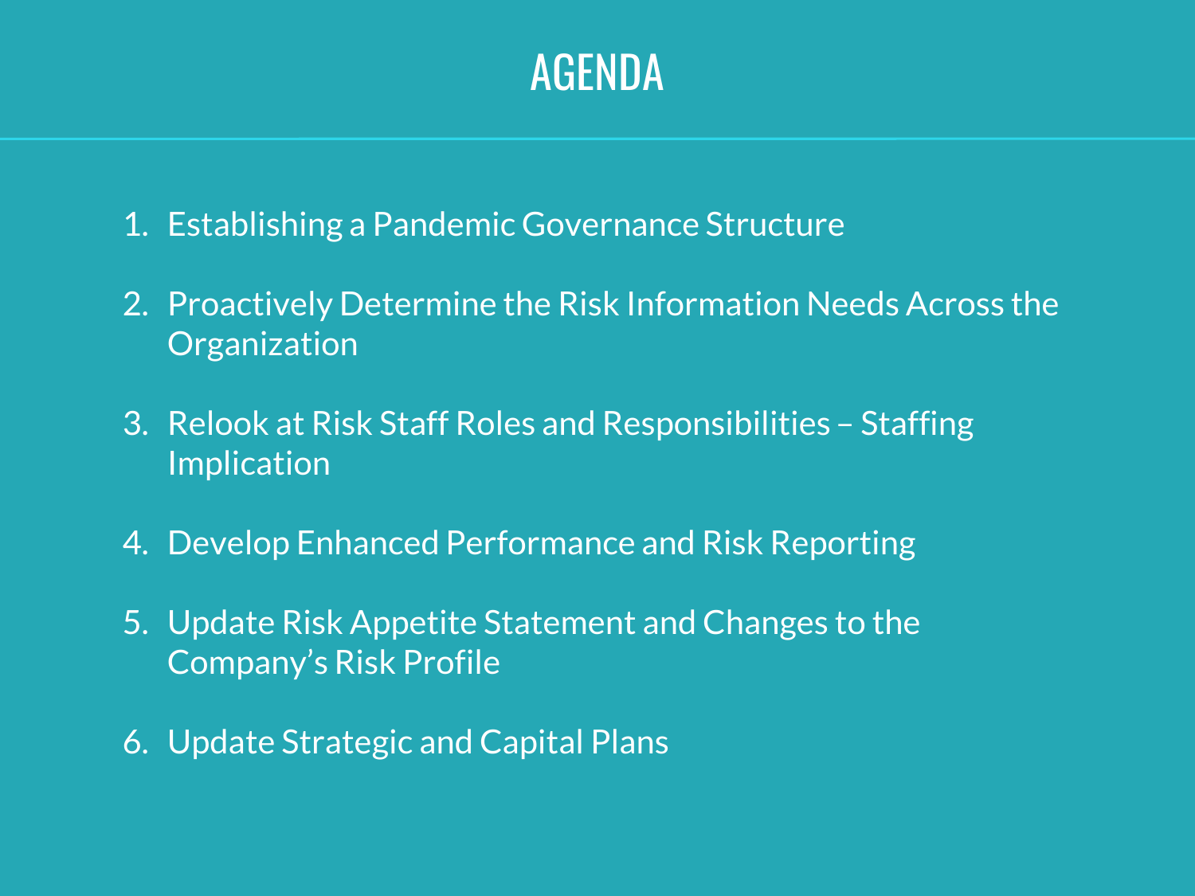# AGENDA

1. Establishing a Pandemic Governance Structure
2. Proactively Determine the Risk Information Needs Across the Organization
3. Relook at Risk Staff Roles and Responsibilities – Staffing Implication
4. Develop Enhanced Performance and Risk Reporting
5. Update Risk Appetite Statement and Changes to the Company's Risk Profile
6. Update Strategic and Capital Plans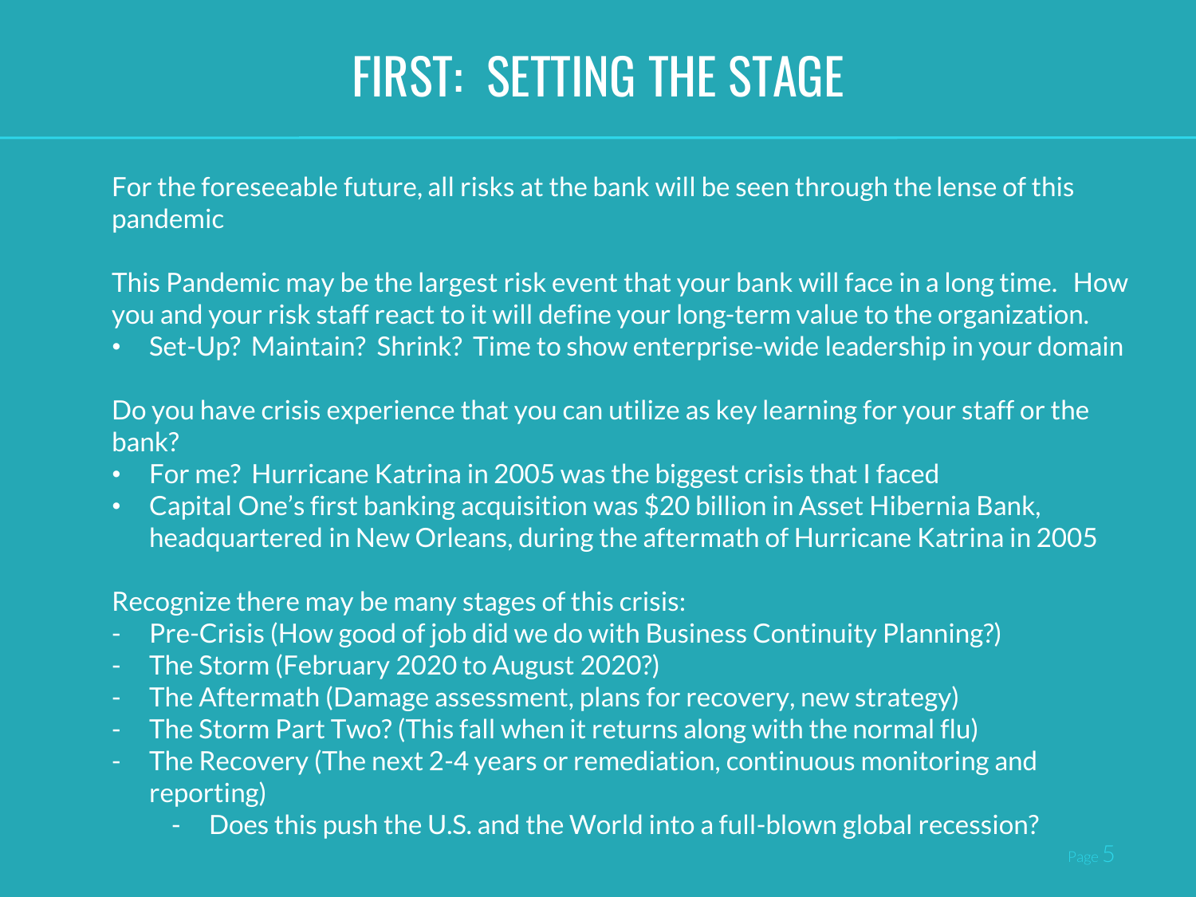# FIRST: SETTING THE STAGE

For the foreseeable future, all risks at the bank will be seen through the lense of this pandemic

This Pandemic may be the largest risk event that your bank will face in a long time. How you and your risk staff react to it will define your long-term value to the organization.

- Set-Up? Maintain? Shrink? Time to show enterprise-wide leadership in your domain

Do you have crisis experience that you can utilize as key learning for your staff or the bank?

- For me? Hurricane Katrina in 2005 was the biggest crisis that I faced
- Capital One's first banking acquisition was $20 billion in Asset Hibernia Bank, headquartered in New Orleans, during the aftermath of Hurricane Katrina in 2005

Recognize there may be many stages of this crisis:

- Pre-Crisis (How good of job did we do with Business Continuity Planning?)
- The Storm (February 2020 to August 2020?)
- The Aftermath (Damage assessment, plans for recovery, new strategy)
- The Storm Part Two? (This fall when it returns along with the normal flu)
- The Recovery (The next 2-4 years or remediation, continuous monitoring and reporting)
  - Does this push the U.S. and the World into a full-blown global recession?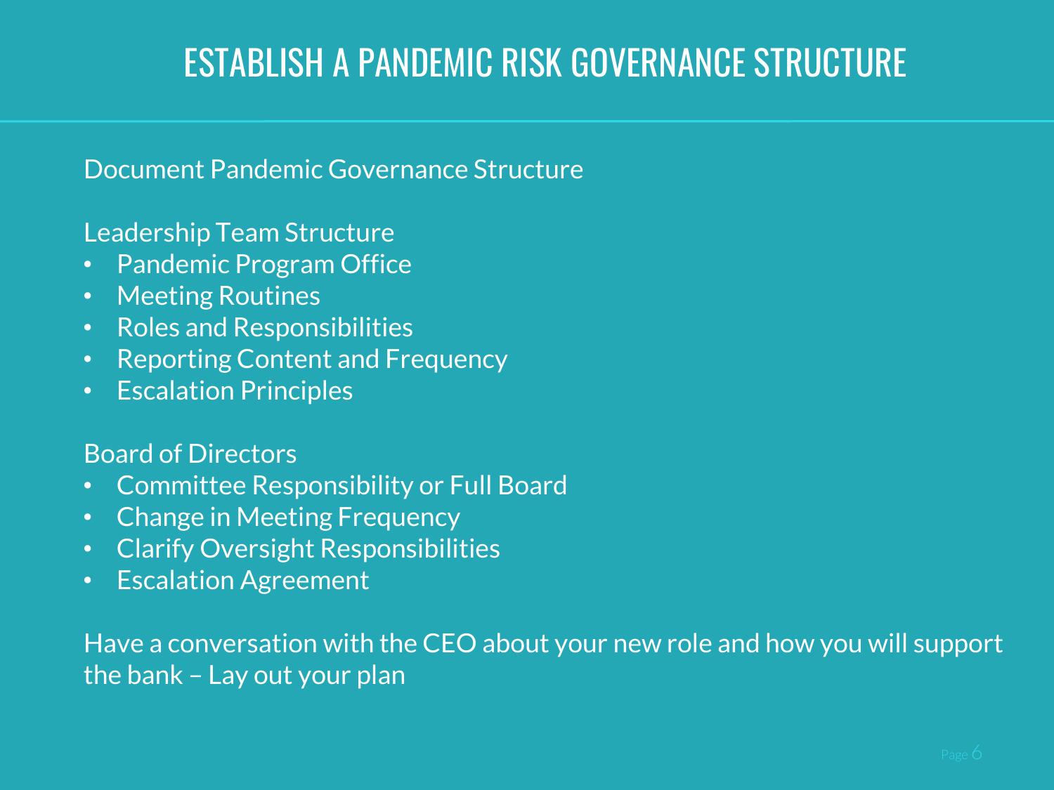# ESTABLISH A PANDEMIC RISK GOVERNANCE STRUCTURE

Document Pandemic Governance Structure

Leadership Team Structure

- Pandemic Program Office
- Meeting Routines
- Roles and Responsibilities
- Reporting Content and Frequency
- Escalation Principles

Board of Directors

- Committee Responsibility or Full Board
- Change in Meeting Frequency
- Clarify Oversight Responsibilities
- Escalation Agreement

Have a conversation with the CEO about your new role and how you will support the bank – Lay out your plan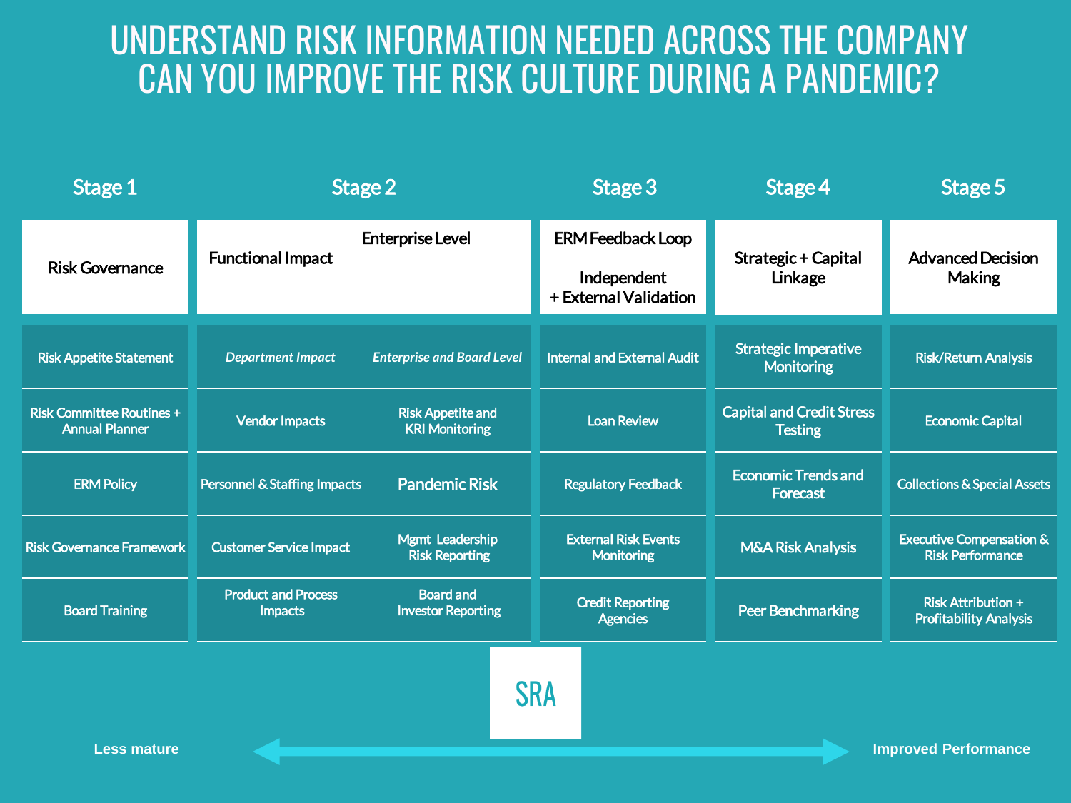# UNDERSTAND RISK INFORMATION NEEDED ACROSS THE COMPANY CAN YOU IMPROVE THE RISK CULTURE DURING A PANDEMIC?

| Stage 1 | Stage 2 | | Stage 3 | Stage 4 | Stage 5 |
|---|---|---|---|---|---|
| Risk Governance | Functional Impact | Enterprise Level | ERM Feedback Loop<br>Independent + External Validation | Strategic + Capital Linkage | Advanced Decision Making |
| Risk Appetite Statement | *Department Impact* | *Enterprise and Board Level* | Internal and External Audit | Strategic Imperative Monitoring | Risk/Return Analysis |
| Risk Committee Routines + Annual Planner | Vendor Impacts | Risk Appetite and KRI Monitoring | Loan Review | Capital and Credit Stress Testing | Economic Capital |
| ERM Policy | Personnel & Staffing Impacts | Pandemic Risk | Regulatory Feedback | Economic Trends and Forecast | Collections & Special Assets |
| Risk Governance Framework | Customer Service Impact | Mgmt Leadership Risk Reporting | External Risk Events Monitoring | M&A Risk Analysis | Executive Compensation & Risk Performance |
| Board Training | Product and Process Impacts | Board and Investor Reporting | Credit Reporting Agencies | Peer Benchmarking | Risk Attribution + Profitability Analysis |

SRA

Less mature ⟷ Improved Performance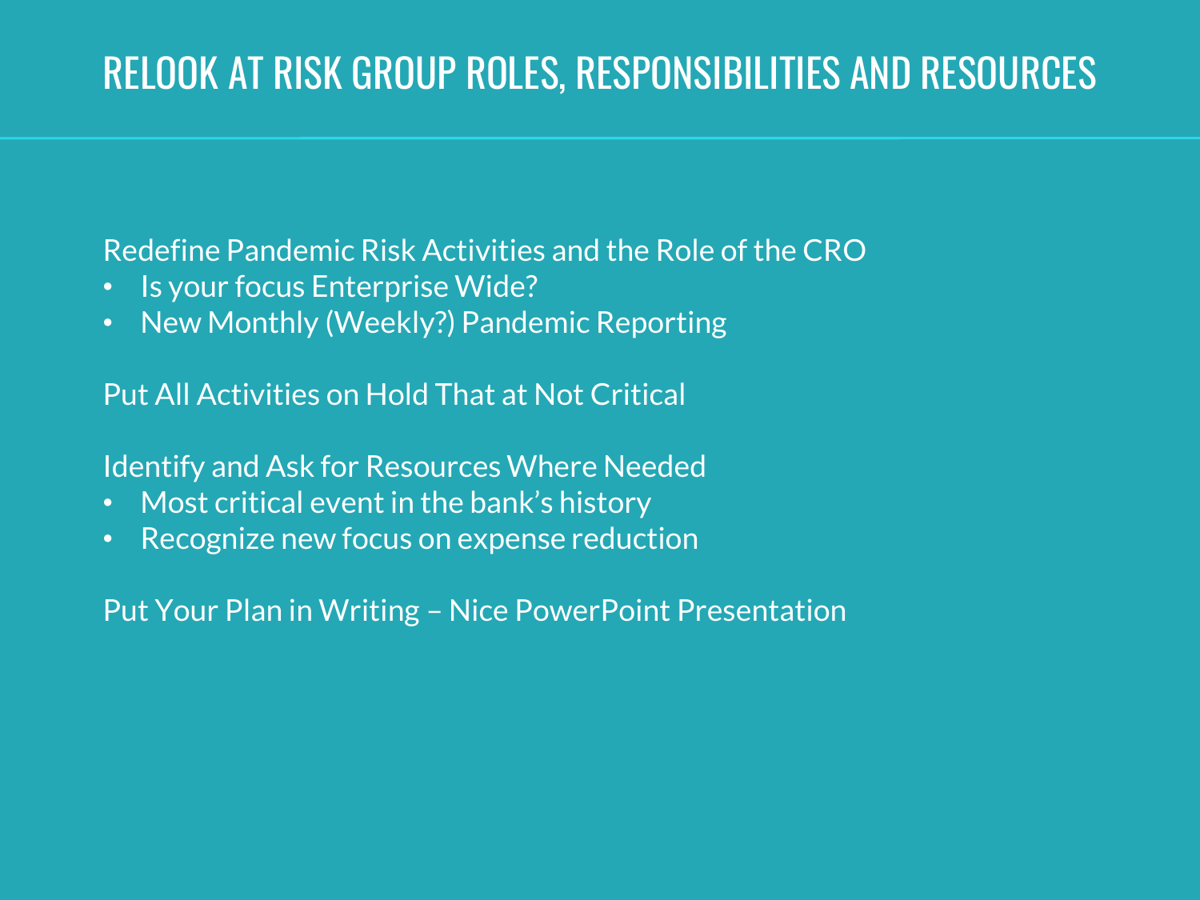# RELOOK AT RISK GROUP ROLES, RESPONSIBILITIES AND RESOURCES

Redefine Pandemic Risk Activities and the Role of the CRO

- Is your focus Enterprise Wide?
- New Monthly (Weekly?) Pandemic Reporting

Put All Activities on Hold That at Not Critical

Identify and Ask for Resources Where Needed

- Most critical event in the bank's history
- Recognize new focus on expense reduction

Put Your Plan in Writing – Nice PowerPoint Presentation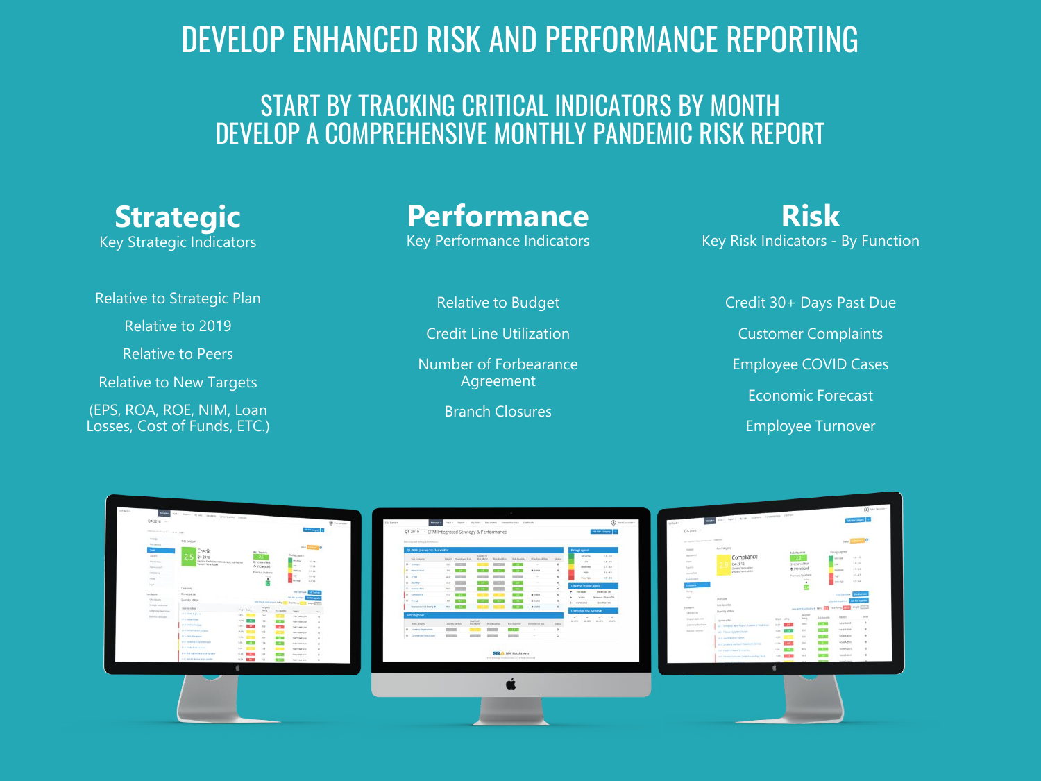# DEVELOP ENHANCED RISK AND PERFORMANCE REPORTING

## START BY TRACKING CRITICAL INDICATORS BY MONTH
## DEVELOP A COMPREHENSIVE MONTHLY PANDEMIC RISK REPORT

### Strategic
Key Strategic Indicators

Relative to Strategic Plan

Relative to 2019

Relative to Peers

Relative to New Targets

(EPS, ROA, ROE, NIM, Loan Losses, Cost of Funds, ETC.)

### Performance
Key Performance Indicators

Relative to Budget

Credit Line Utilization

Number of Forbearance Agreement

Branch Closures

### Risk
Key Risk Indicators - By Function

Credit 30+ Days Past Due

Customer Complaints

Employee COVID Cases

Economic Forecast

Employee Turnover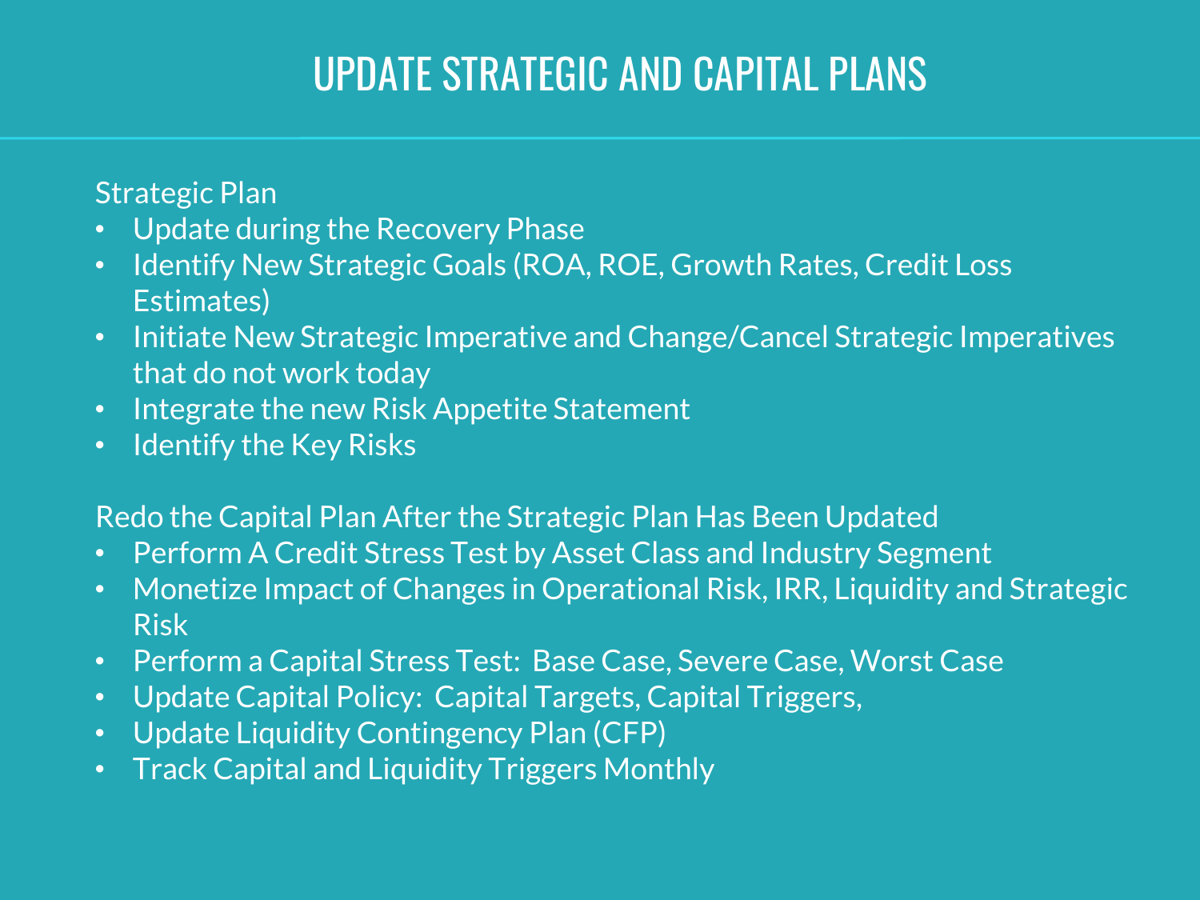# UPDATE STRATEGIC AND CAPITAL PLANS

Strategic Plan

- Update during the Recovery Phase
- Identify New Strategic Goals (ROA, ROE, Growth Rates, Credit Loss Estimates)
- Initiate New Strategic Imperative and Change/Cancel Strategic Imperatives that do not work today
- Integrate the new Risk Appetite Statement
- Identify the Key Risks

Redo the Capital Plan After the Strategic Plan Has Been Updated

- Perform A Credit Stress Test by Asset Class and Industry Segment
- Monetize Impact of Changes in Operational Risk, IRR, Liquidity and Strategic Risk
- Perform a Capital Stress Test: Base Case, Severe Case, Worst Case
- Update Capital Policy: Capital Targets, Capital Triggers,
- Update Liquidity Contingency Plan (CFP)
- Track Capital and Liquidity Triggers Monthly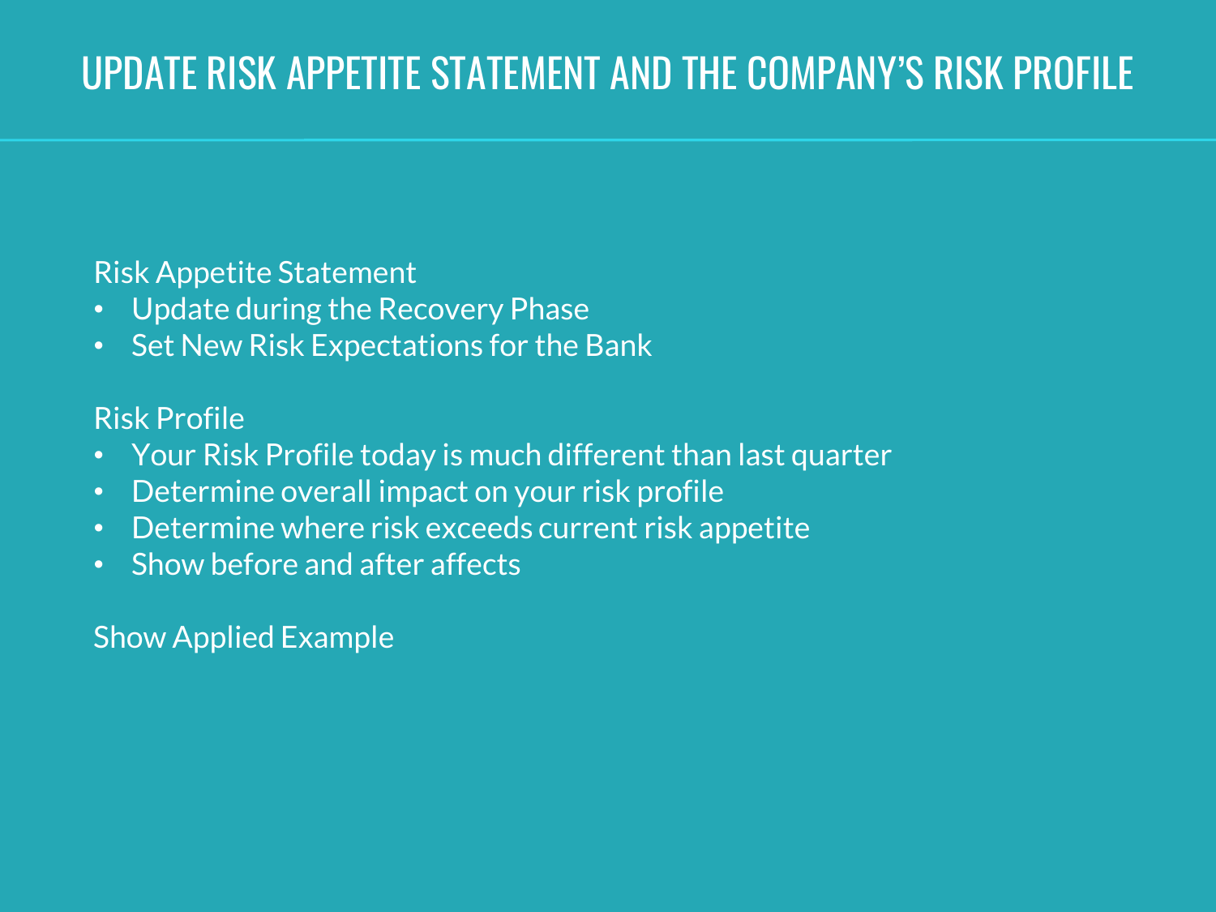# UPDATE RISK APPETITE STATEMENT AND THE COMPANY'S RISK PROFILE

Risk Appetite Statement

- Update during the Recovery Phase
- Set New Risk Expectations for the Bank

Risk Profile

- Your Risk Profile today is much different than last quarter
- Determine overall impact on your risk profile
- Determine where risk exceeds current risk appetite
- Show before and after affects

Show Applied Example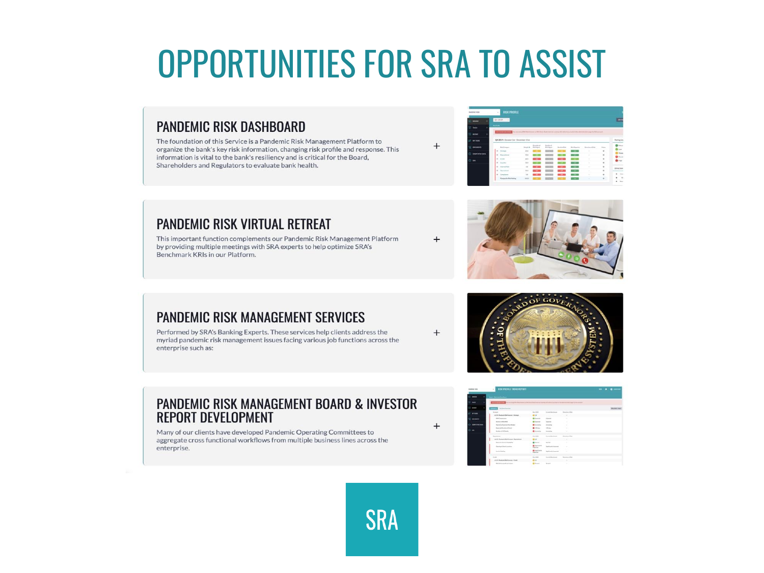# OPPORTUNITIES FOR SRA TO ASSIST

## PANDEMIC RISK DASHBOARD

The foundation of this Service is a Pandemic Risk Management Platform to organize the bank's key risk information, changing risk profile and response. This information is vital to the bank's resiliency and is critical for the Board, Shareholders and Regulators to evaluate bank health.

## PANDEMIC RISK VIRTUAL RETREAT

This important function complements our Pandemic Risk Management Platform by providing multiple meetings with SRA experts to help optimize SRA's Benchmark KRIs in our Platform.

## PANDEMIC RISK MANAGEMENT SERVICES

Performed by SRA's Banking Experts. These services help clients address the myriad pandemic risk management issues facing various job functions across the enterprise such as:

## PANDEMIC RISK MANAGEMENT BOARD & INVESTOR REPORT DEVELOPMENT

Many of our clients have developed Pandemic Operating Committees to aggregate cross functional workflows from multiple business lines across the enterprise.

SRA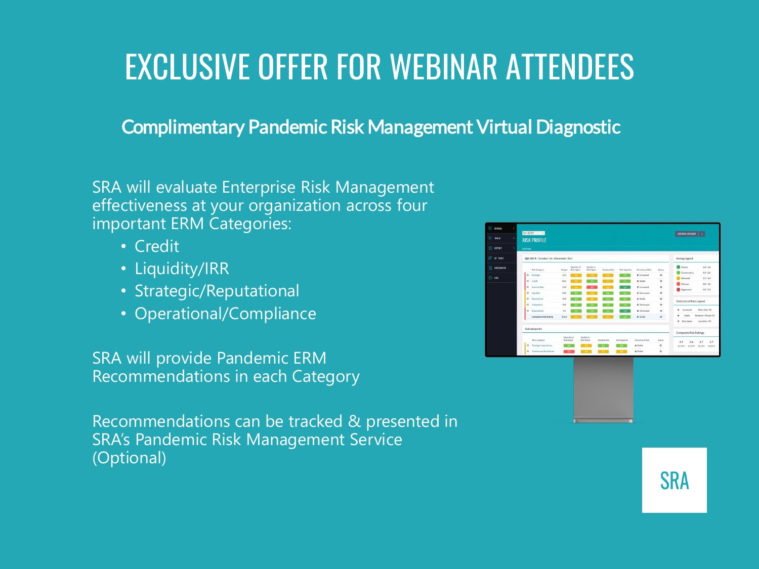# EXCLUSIVE OFFER FOR WEBINAR ATTENDEES

## Complimentary Pandemic Risk Management Virtual Diagnostic

SRA will evaluate Enterprise Risk Management effectiveness at your organization across four important ERM Categories:

- Credit
- Liquidity/IRR
- Strategic/Reputational
- Operational/Compliance

SRA will provide Pandemic ERM Recommendations in each Category

Recommendations can be tracked & presented in SRA's Pandemic Risk Management Service (Optional)

SRA